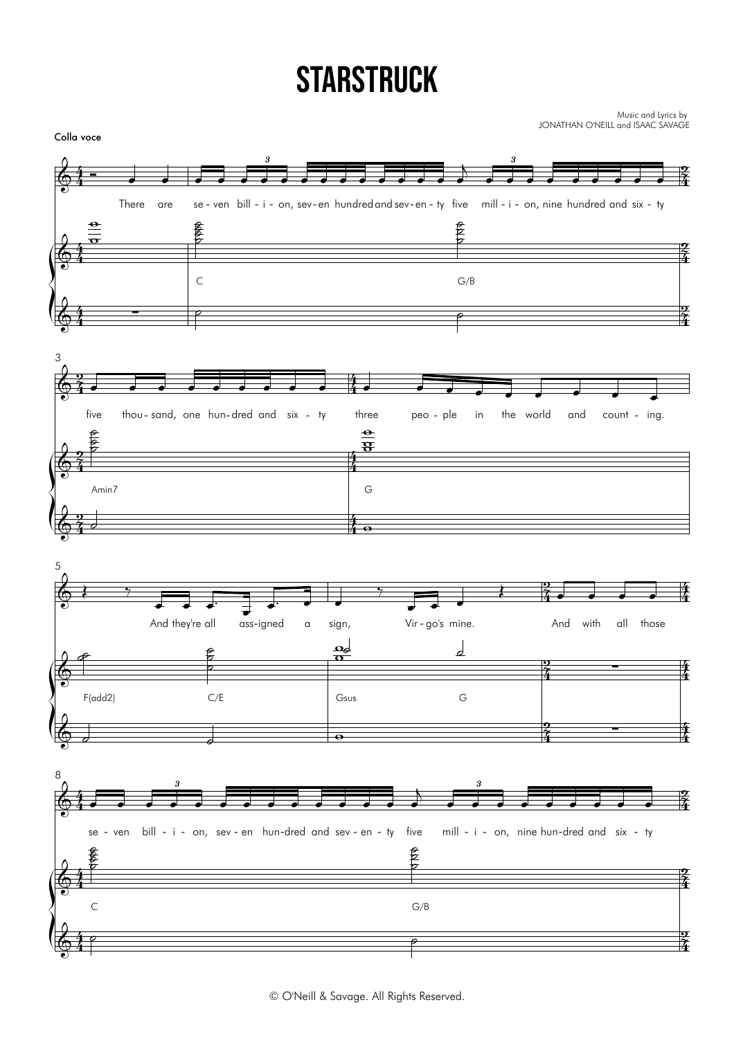# STARSTRUCK

Music and Lyrics by
JONATHAN O'NEILL and ISAAC SAVAGE

Colla voce

There are se-ven bill-i-on, sev-en hundred and sev-en-ty five mill-i-on, nine hundred and six-ty five thou-sand, one hun-dred and six-ty three peo-ple in the world and count-ing.

And they're all ass-igned a sign, Vir-go's mine. And with all those se-ven bill-i-on, sev-en hun-dred and sev-en-ty five mill-i-on, nine hun-dred and six-ty

C G/B Amin7 G F(add2) C/E Gsus G C G/B

© O'Neill & Savage. All Rights Reserved.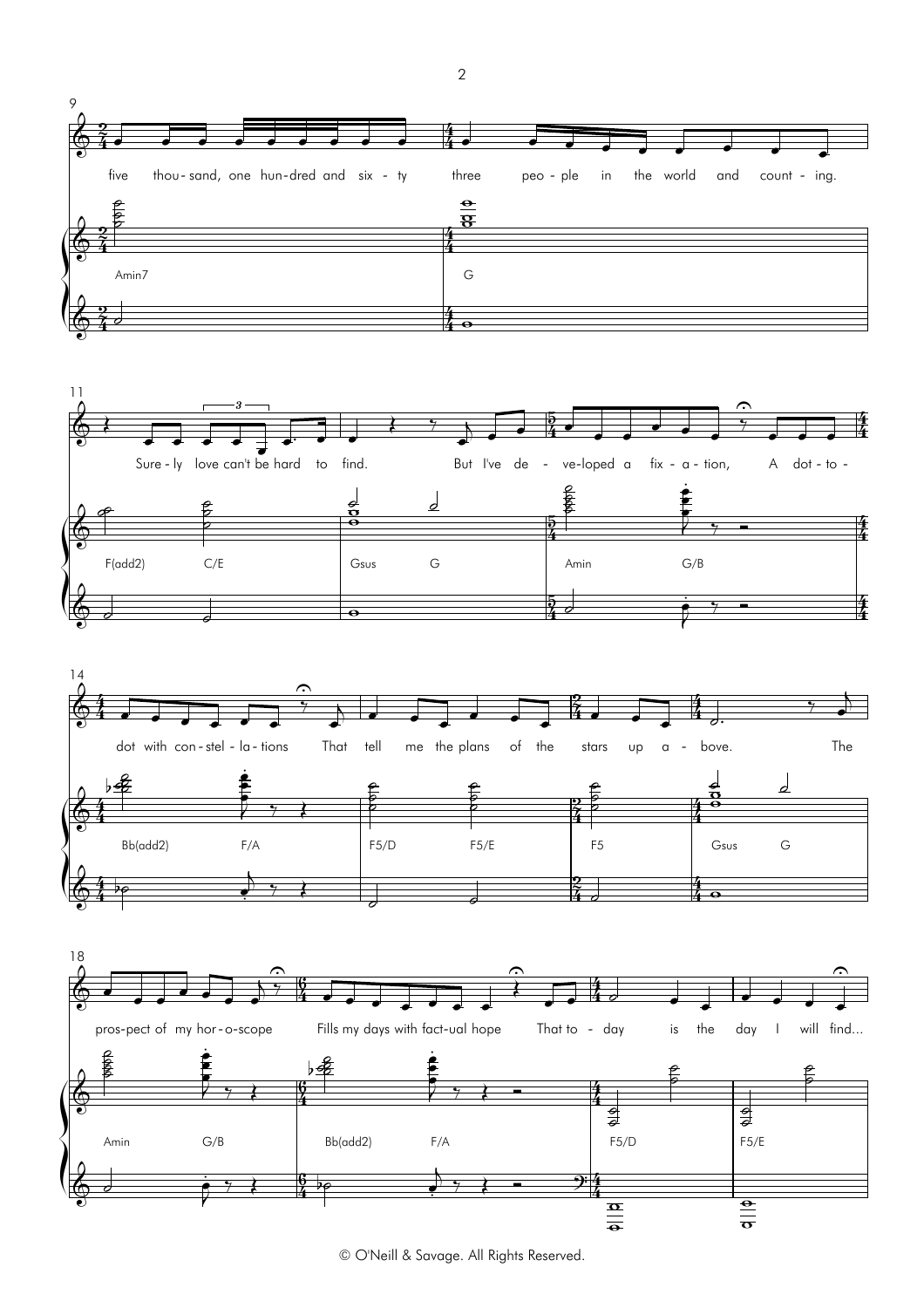9

five thou - sand, one hun - dred and six - ty three peo - ple in the world and count - ing.

Amin7 G

11

Sure - ly love can't be hard to find. But I've de - ve - loped a fix - a - tion, A dot - to -

F(add2) C/E Gsus G Amin G/B

14

dot with con - stel - la - tions That tell me the plans of the stars up a - bove. The

Bb(add2) F/A F5/D F5/E F5 Gsus G

18

pros - pect of my hor - o - scope Fills my days with fact - ual hope That to - day is the day I will find...

Amin G/B Bb(add2) F/A F5/D F5/E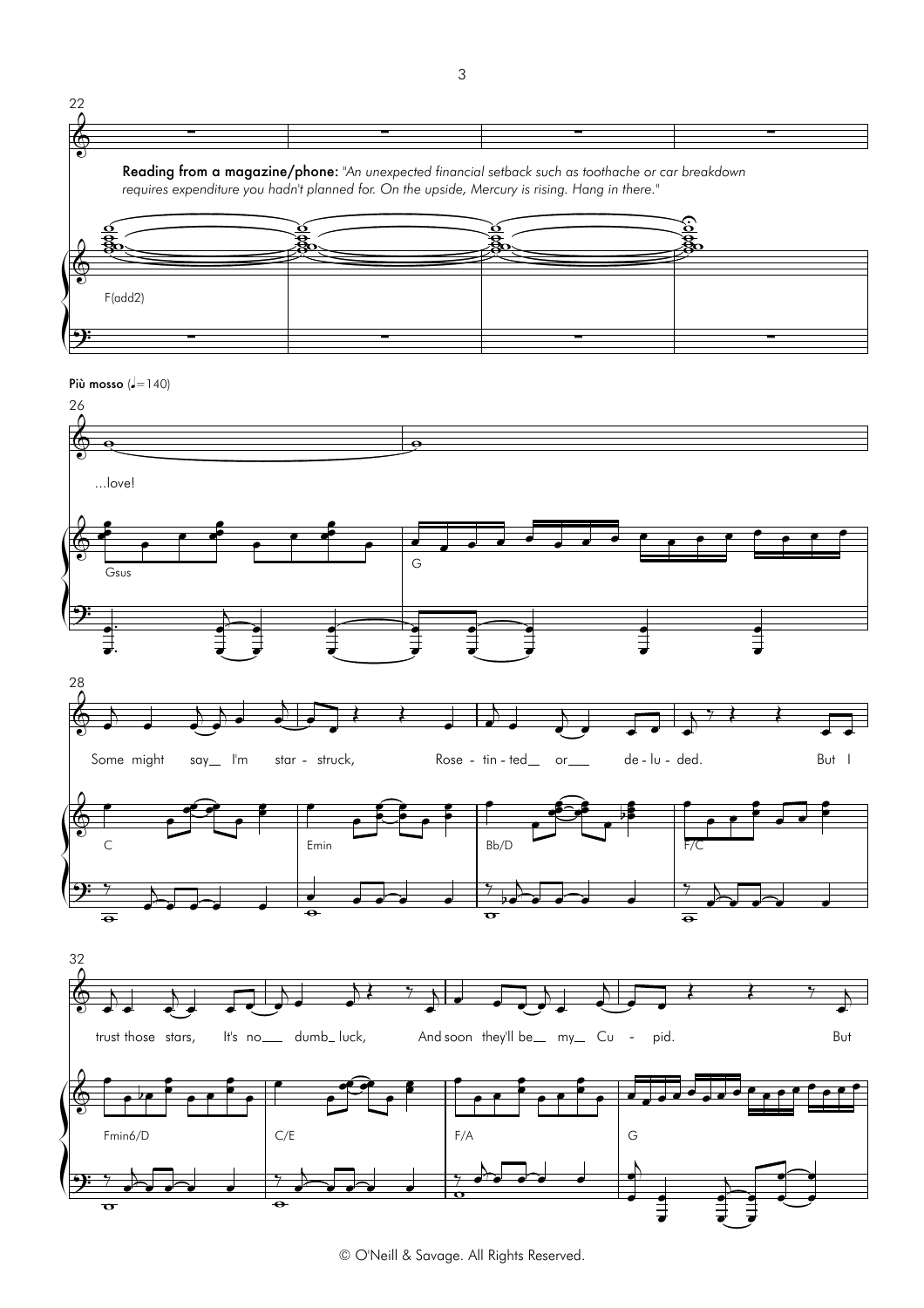**Reading from a magazine/phone:** *"An unexpected financial setback such as toothache or car breakdown requires expenditure you hadn't planned for. On the upside, Mercury is rising. Hang in there."*

F(add2)

**Più mosso** (♩=140)

...love!

Gsus G

Some might say_ I'm star - struck, Rose - tin - ted_ or_ de - lu - ded. But I

C Emin Bb/D F/C

trust those stars, It's no_ dumb_ luck, And soon they'll be_ my_ Cu - pid. But

Fmin6/D C/E F/A G

© O'Neill & Savage. All Rights Reserved.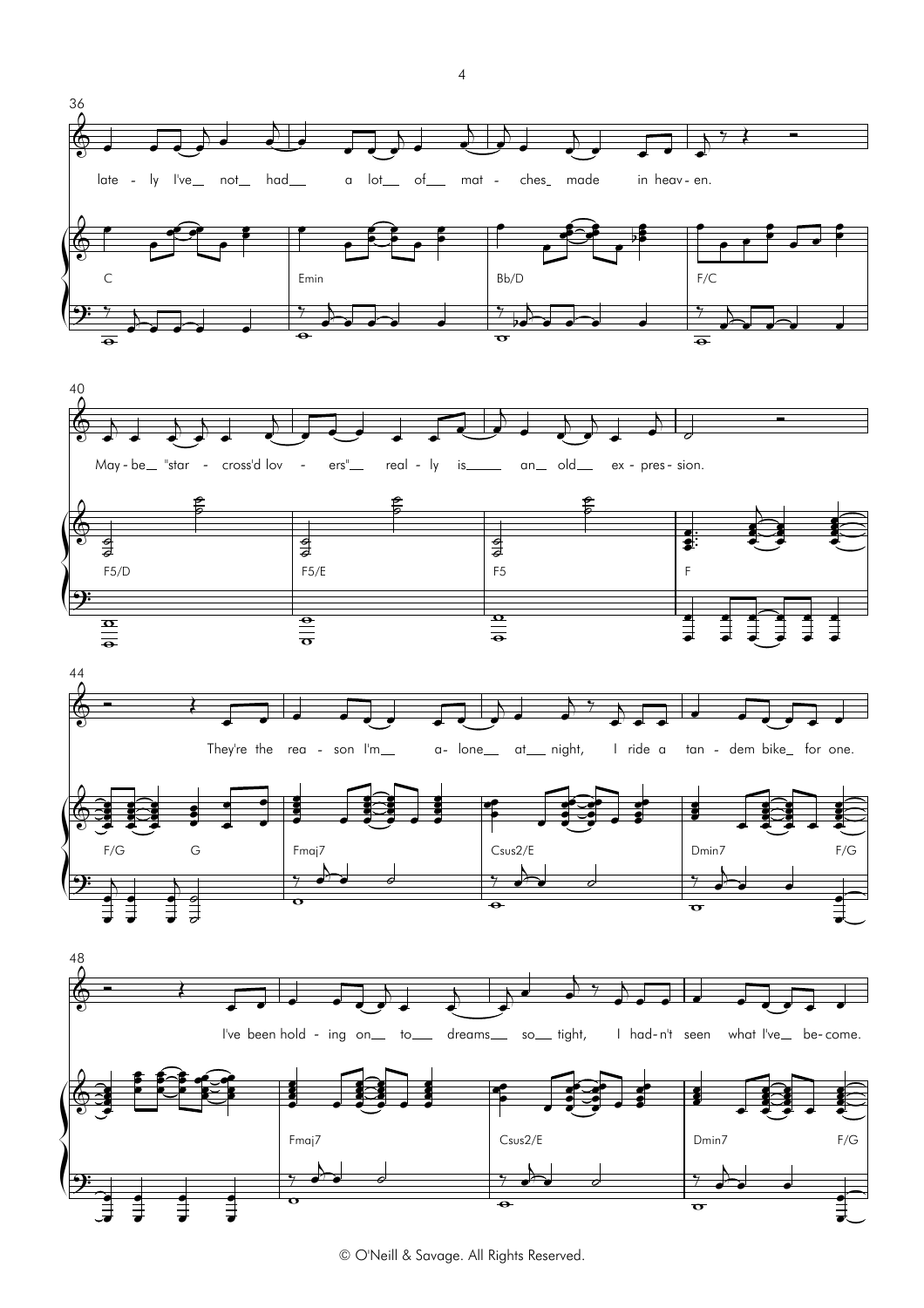**36**

late - ly I've not had a lot of mat - ches made in heav - en.

C | Emin | Bb/D | F/C

**40**

May - be "star - cross'd lov - ers" real - ly is an old ex - pres - sion.

F5/D | F5/E | F5 | F

**44**

They're the rea - son I'm a - lone at night, I ride a tan - dem bike for one.

F/G G | Fmaj7 | Csus2/E | Dmin7 F/G

**48**

I've been hold - ing on to dreams so tight, I had - n't seen what I've be - come.

Fmaj7 | Csus2/E | Dmin7 F/G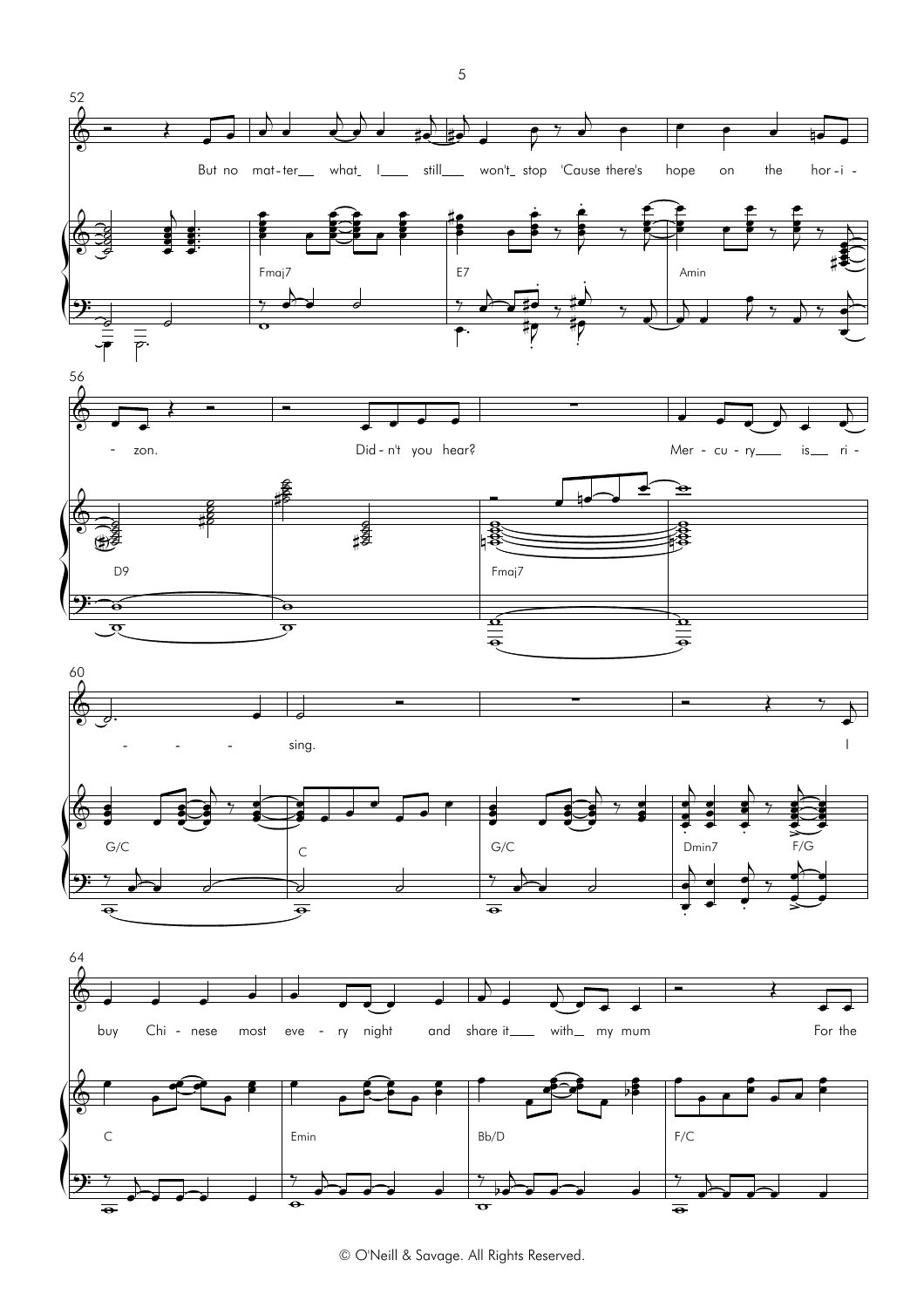But no mat-ter what I still won't stop 'Cause there's hope on the hor-i-zon.

Did-n't you hear? Mer-cu-ry is ri-sing.

I buy Chi-nese most eve-ry night and share it with my mum For the

Fmaj7 | E7 | Amin | D9 | Fmaj7 | G/C | C | G/C | Dmin7 F/G | C | Emin | Bb/D | F/C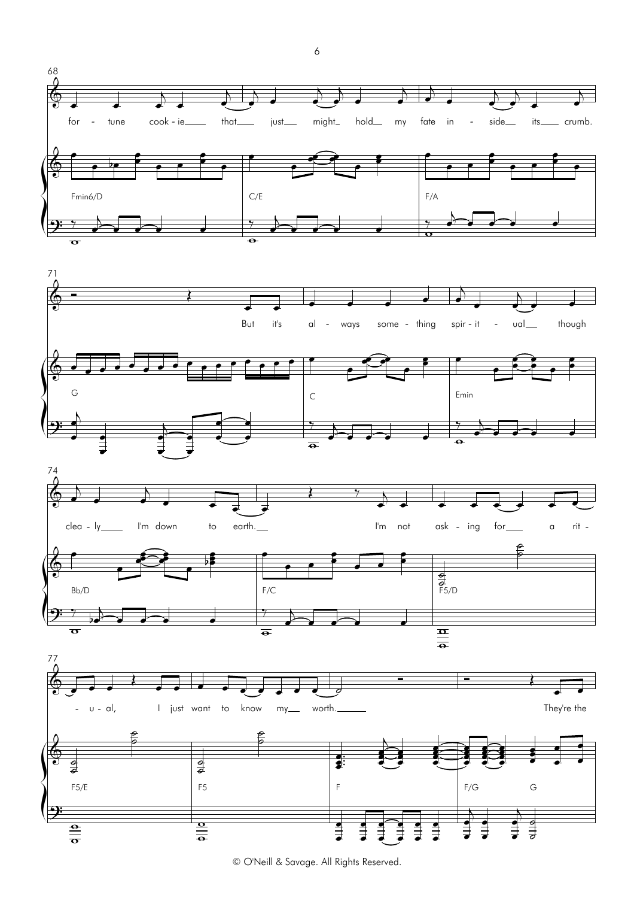68

for - tune cook - ie that just might hold my fate in - side its crumb.

Fmin6/D | C/E | F/A

71

But it's al - ways some - thing spir - it - ual though

G | C | Emin

74

clea - ly I'm down to earth. I'm not ask - ing for a rit -

Bb/D | F/C | F5/D

77

- u - al, I just want to know my worth. They're the

F5/E | F5 | F | F/G G

© O'Neill & Savage. All Rights Reserved.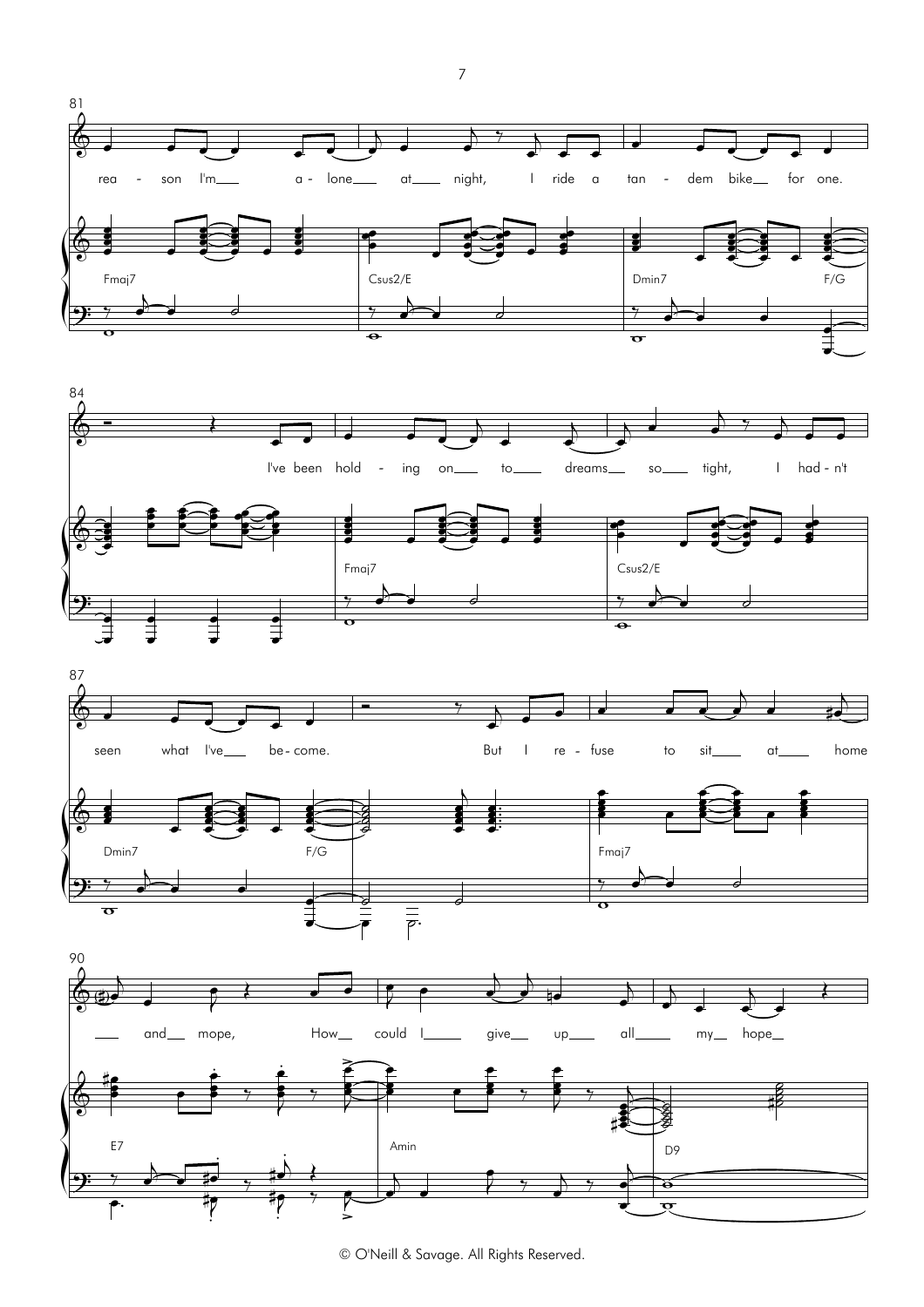81

rea - son I'm a - lone at night, I ride a tan - dem bike for one.

Fmaj7 Csus2/E Dmin7 F/G

84

I've been hold - ing on to dreams so tight, I had - n't

Fmaj7 Csus2/E

87

seen what I've be - come. But I re - fuse to sit at home

Dmin7 F/G Fmaj7

90

and mope, How could I give up all my hope

E7 Amin D9

© O'Neill & Savage. All Rights Reserved.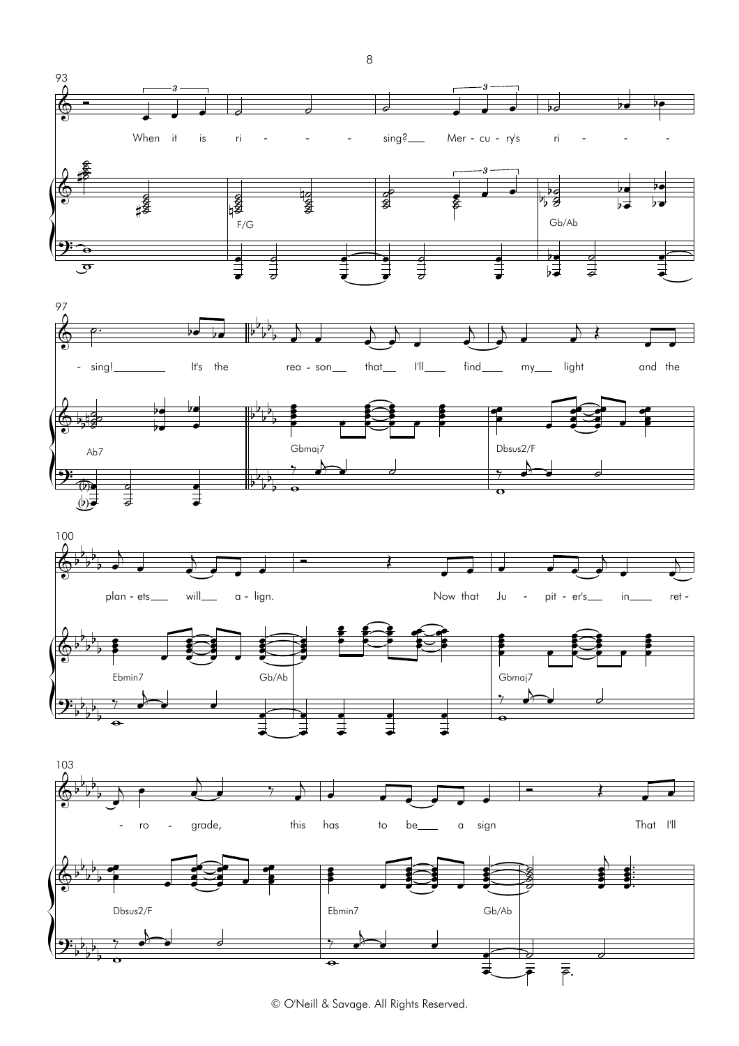93

When it is ri - - - - sing? Mer - cu - ry's ri - - - -

F/G Gb/Ab

97

- sing! It's the rea - son that I'll find my light and the

Ab7 Gbmaj7 Dbsus2/F

100

plan - ets will a - lign. Now that Ju - pit - er's in ret -

Ebmin7 Gb/Ab Gbmaj7

103

- ro - grade, this has to be a sign That I'll

Dbsus2/F Ebmin7 Gb/Ab

© O'Neill & Savage. All Rights Reserved.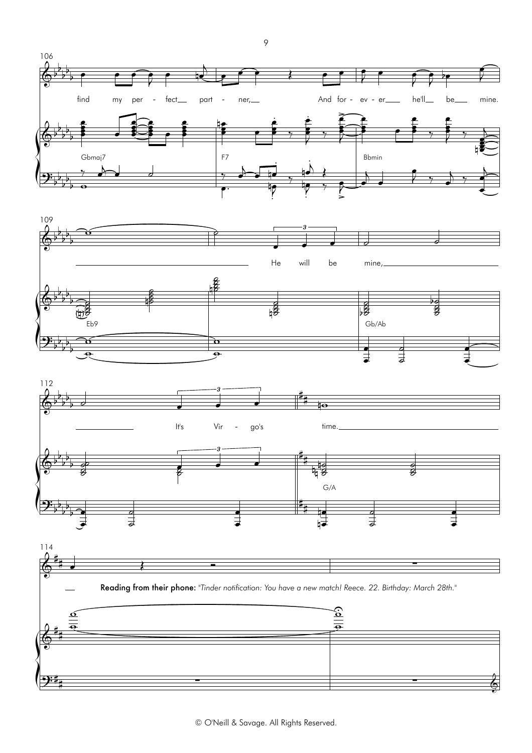106

find my per - fect__ part - ner,__ And for - ev - er___ he'll__ be__ mine.

Gbmaj7 F7 Bbmin

109

He will be mine,

Eb9 Gb/Ab

112

It's Vir - go's time.

G/A

114

**Reading from their phone:** *"Tinder notification: You have a new match! Reece. 22. Birthday: March 28th."*

© O'Neill & Savage. All Rights Reserved.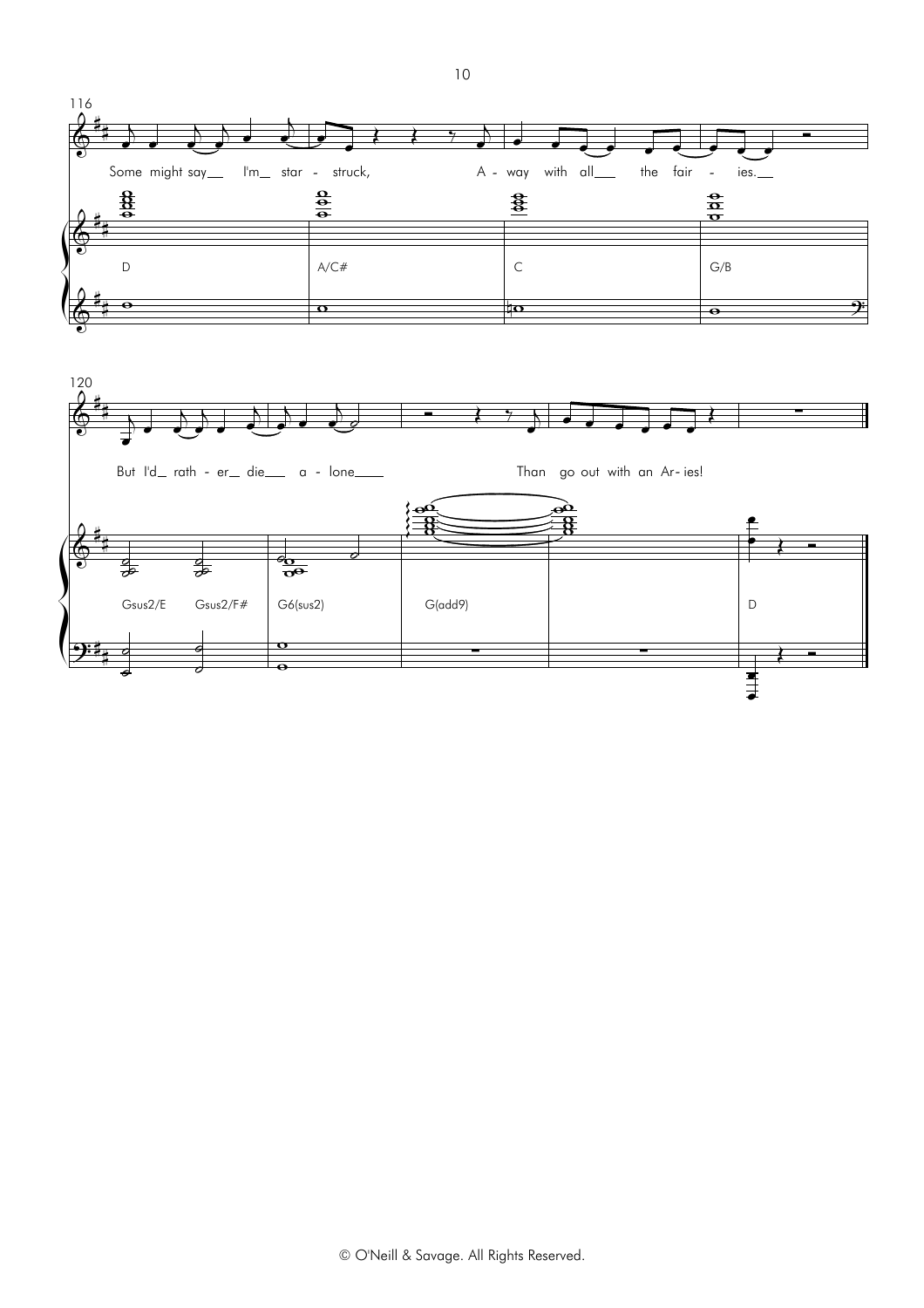116

Some might say I'm star - struck, A - way with all the fair - ies.

D A/C# C G/B

120

But I'd rath - er die a - lone Than go out with an Ar - ies!

Gsus2/E Gsus2/F# G6(sus2) G(add9) D

© O'Neill & Savage. All Rights Reserved.